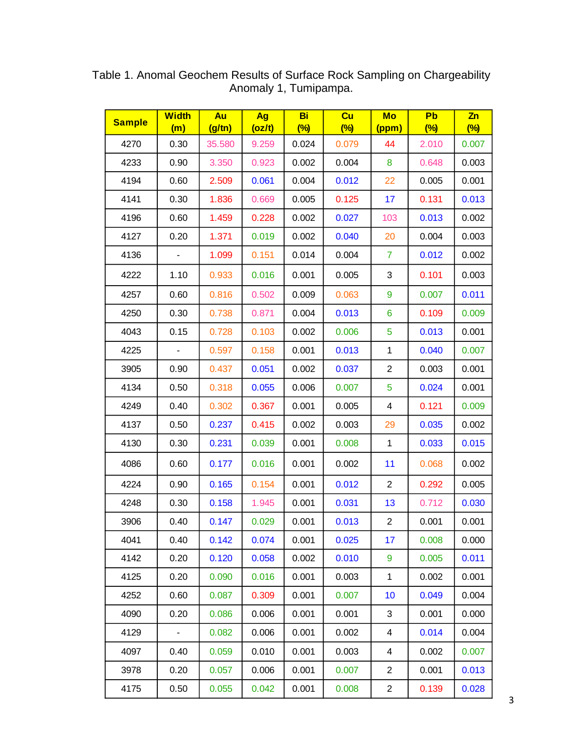Table 1. Anomal Geochem Results of Surface Rock Sampling on Chargeability Anomaly 1, Tumipampa.

| Sample | Width (m) | Au (g/tn) | Ag (oz/t) | Bi (%) | Cu (%) | Mo (ppm) | Pb (%) | Zn (%) |
|---|---|---|---|---|---|---|---|---|
| 4270 | 0.30 | 35.580 | 9.259 | 0.024 | 0.079 | 44 | 2.010 | 0.007 |
| 4233 | 0.90 | 3.350 | 0.923 | 0.002 | 0.004 | 8 | 0.648 | 0.003 |
| 4194 | 0.60 | 2.509 | 0.061 | 0.004 | 0.012 | 22 | 0.005 | 0.001 |
| 4141 | 0.30 | 1.836 | 0.669 | 0.005 | 0.125 | 17 | 0.131 | 0.013 |
| 4196 | 0.60 | 1.459 | 0.228 | 0.002 | 0.027 | 103 | 0.013 | 0.002 |
| 4127 | 0.20 | 1.371 | 0.019 | 0.002 | 0.040 | 20 | 0.004 | 0.003 |
| 4136 | - | 1.099 | 0.151 | 0.014 | 0.004 | 7 | 0.012 | 0.002 |
| 4222 | 1.10 | 0.933 | 0.016 | 0.001 | 0.005 | 3 | 0.101 | 0.003 |
| 4257 | 0.60 | 0.816 | 0.502 | 0.009 | 0.063 | 9 | 0.007 | 0.011 |
| 4250 | 0.30 | 0.738 | 0.871 | 0.004 | 0.013 | 6 | 0.109 | 0.009 |
| 4043 | 0.15 | 0.728 | 0.103 | 0.002 | 0.006 | 5 | 0.013 | 0.001 |
| 4225 | - | 0.597 | 0.158 | 0.001 | 0.013 | 1 | 0.040 | 0.007 |
| 3905 | 0.90 | 0.437 | 0.051 | 0.002 | 0.037 | 2 | 0.003 | 0.001 |
| 4134 | 0.50 | 0.318 | 0.055 | 0.006 | 0.007 | 5 | 0.024 | 0.001 |
| 4249 | 0.40 | 0.302 | 0.367 | 0.001 | 0.005 | 4 | 0.121 | 0.009 |
| 4137 | 0.50 | 0.237 | 0.415 | 0.002 | 0.003 | 29 | 0.035 | 0.002 |
| 4130 | 0.30 | 0.231 | 0.039 | 0.001 | 0.008 | 1 | 0.033 | 0.015 |
| 4086 | 0.60 | 0.177 | 0.016 | 0.001 | 0.002 | 11 | 0.068 | 0.002 |
| 4224 | 0.90 | 0.165 | 0.154 | 0.001 | 0.012 | 2 | 0.292 | 0.005 |
| 4248 | 0.30 | 0.158 | 1.945 | 0.001 | 0.031 | 13 | 0.712 | 0.030 |
| 3906 | 0.40 | 0.147 | 0.029 | 0.001 | 0.013 | 2 | 0.001 | 0.001 |
| 4041 | 0.40 | 0.142 | 0.074 | 0.001 | 0.025 | 17 | 0.008 | 0.000 |
| 4142 | 0.20 | 0.120 | 0.058 | 0.002 | 0.010 | 9 | 0.005 | 0.011 |
| 4125 | 0.20 | 0.090 | 0.016 | 0.001 | 0.003 | 1 | 0.002 | 0.001 |
| 4252 | 0.60 | 0.087 | 0.309 | 0.001 | 0.007 | 10 | 0.049 | 0.004 |
| 4090 | 0.20 | 0.086 | 0.006 | 0.001 | 0.001 | 3 | 0.001 | 0.000 |
| 4129 | - | 0.082 | 0.006 | 0.001 | 0.002 | 4 | 0.014 | 0.004 |
| 4097 | 0.40 | 0.059 | 0.010 | 0.001 | 0.003 | 4 | 0.002 | 0.007 |
| 3978 | 0.20 | 0.057 | 0.006 | 0.001 | 0.007 | 2 | 0.001 | 0.013 |
| 4175 | 0.50 | 0.055 | 0.042 | 0.001 | 0.008 | 2 | 0.139 | 0.028 |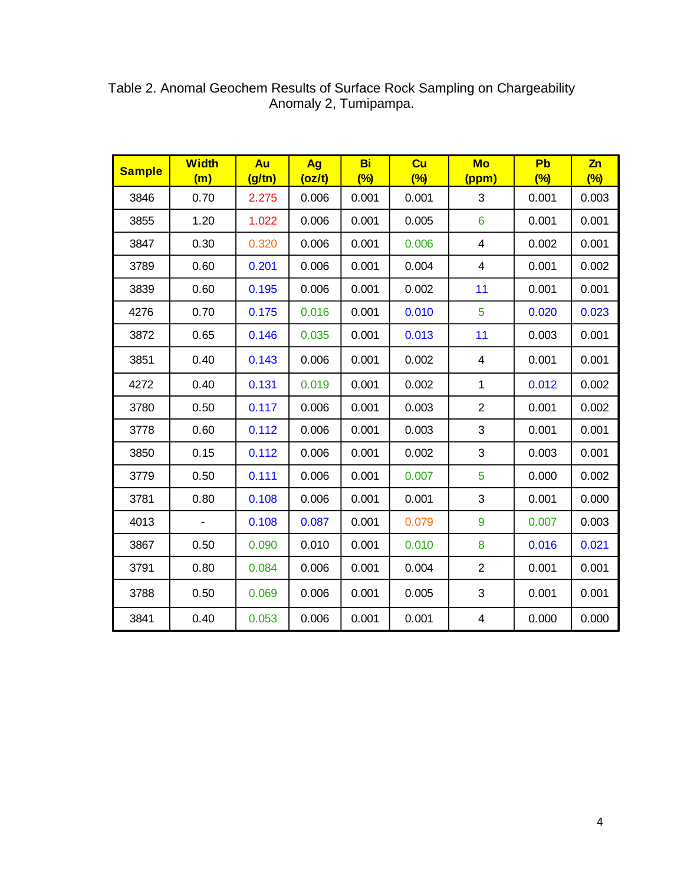Table 2. Anomal Geochem Results of Surface Rock Sampling on Chargeability Anomaly 2, Tumipampa.

| Sample | Width (m) | Au (g/tn) | Ag (oz/t) | Bi (%) | Cu (%) | Mo (ppm) | Pb (%) | Zn (%) |
|---|---|---|---|---|---|---|---|---|
| 3846 | 0.70 | 2.275 | 0.006 | 0.001 | 0.001 | 3 | 0.001 | 0.003 |
| 3855 | 1.20 | 1.022 | 0.006 | 0.001 | 0.005 | 6 | 0.001 | 0.001 |
| 3847 | 0.30 | 0.320 | 0.006 | 0.001 | 0.006 | 4 | 0.002 | 0.001 |
| 3789 | 0.60 | 0.201 | 0.006 | 0.001 | 0.004 | 4 | 0.001 | 0.002 |
| 3839 | 0.60 | 0.195 | 0.006 | 0.001 | 0.002 | 11 | 0.001 | 0.001 |
| 4276 | 0.70 | 0.175 | 0.016 | 0.001 | 0.010 | 5 | 0.020 | 0.023 |
| 3872 | 0.65 | 0.146 | 0.035 | 0.001 | 0.013 | 11 | 0.003 | 0.001 |
| 3851 | 0.40 | 0.143 | 0.006 | 0.001 | 0.002 | 4 | 0.001 | 0.001 |
| 4272 | 0.40 | 0.131 | 0.019 | 0.001 | 0.002 | 1 | 0.012 | 0.002 |
| 3780 | 0.50 | 0.117 | 0.006 | 0.001 | 0.003 | 2 | 0.001 | 0.002 |
| 3778 | 0.60 | 0.112 | 0.006 | 0.001 | 0.003 | 3 | 0.001 | 0.001 |
| 3850 | 0.15 | 0.112 | 0.006 | 0.001 | 0.002 | 3 | 0.003 | 0.001 |
| 3779 | 0.50 | 0.111 | 0.006 | 0.001 | 0.007 | 5 | 0.000 | 0.002 |
| 3781 | 0.80 | 0.108 | 0.006 | 0.001 | 0.001 | 3 | 0.001 | 0.000 |
| 4013 | - | 0.108 | 0.087 | 0.001 | 0.079 | 9 | 0.007 | 0.003 |
| 3867 | 0.50 | 0.090 | 0.010 | 0.001 | 0.010 | 8 | 0.016 | 0.021 |
| 3791 | 0.80 | 0.084 | 0.006 | 0.001 | 0.004 | 2 | 0.001 | 0.001 |
| 3788 | 0.50 | 0.069 | 0.006 | 0.001 | 0.005 | 3 | 0.001 | 0.001 |
| 3841 | 0.40 | 0.053 | 0.006 | 0.001 | 0.001 | 4 | 0.000 | 0.000 |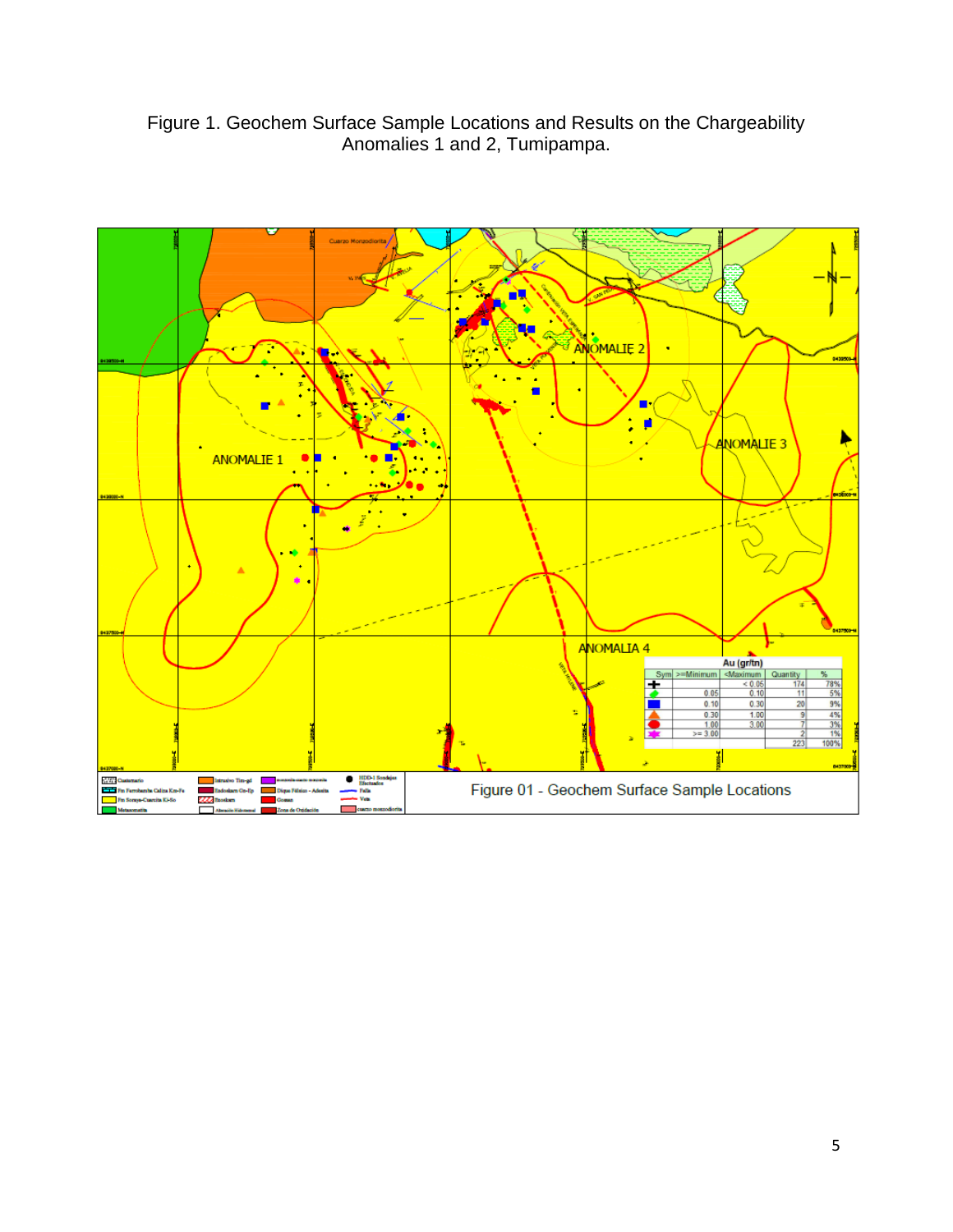Figure 1. Geochem Surface Sample Locations and Results on the Chargeability Anomalies 1 and 2, Tumipampa.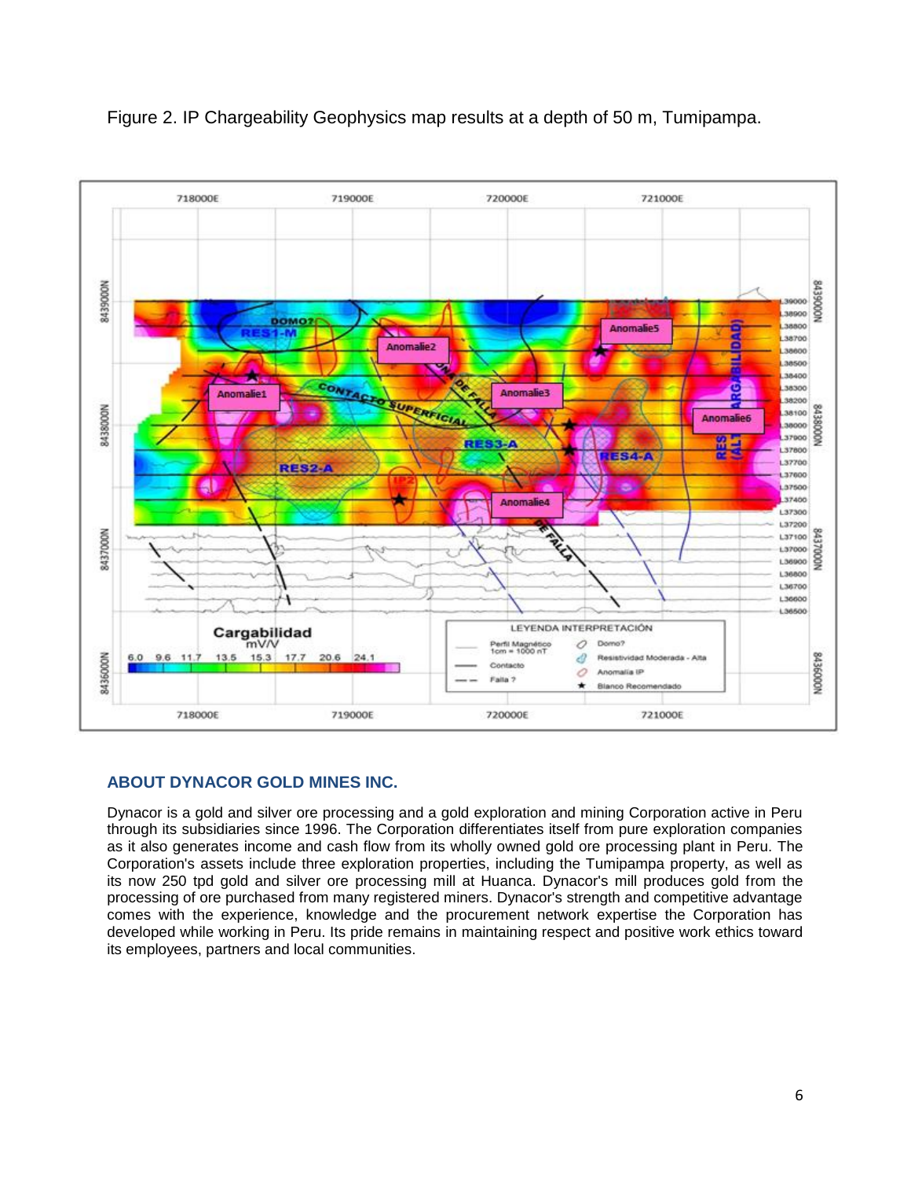Figure 2. IP Chargeability Geophysics map results at a depth of 50 m, Tumipampa.

718000E
719000E
720000E
721000E

8439000N
8438000N
8437000N
8436000N

DOMO?
RES1-M
Anomalie2
Anomalie5
Anomalie1
CONTACTO SUPERFICIAL
ZONA DE FALLA
Anomalie3
Anomalie6
RES3-A
RES4-A
RES2-A
IP2
Anomalie4
ZONA DE FALLA
RES (ALTA CARGABILIDAD)

L39000
L38900
L38800
L38700
L38600
L38500
L38400
L38300
L38200
L38100
L38000
L37900
L37800
L37700
L37600
L37500
L37400
L37300
L37200
L37100
L37000
L36900
L36800
L36700
L36600
L36500

Cargabilidad
mV/V
6.0 9.6 11.7 13.5 15.3 17.7 20.6 24.1

LEYENDA INTERPRETACIÓN
Perfil Magnético 1cm = 1000 nT
Contacto
Falla ?
Domo?
Resistividad Moderada - Alta
Anomalia IP
Blanco Recomendado

## ABOUT DYNACOR GOLD MINES INC.

Dynacor is a gold and silver ore processing and a gold exploration and mining Corporation active in Peru through its subsidiaries since 1996. The Corporation differentiates itself from pure exploration companies as it also generates income and cash flow from its wholly owned gold ore processing plant in Peru. The Corporation's assets include three exploration properties, including the Tumipampa property, as well as its now 250 tpd gold and silver ore processing mill at Huanca. Dynacor's mill produces gold from the processing of ore purchased from many registered miners. Dynacor's strength and competitive advantage comes with the experience, knowledge and the procurement network expertise the Corporation has developed while working in Peru. Its pride remains in maintaining respect and positive work ethics toward its employees, partners and local communities.